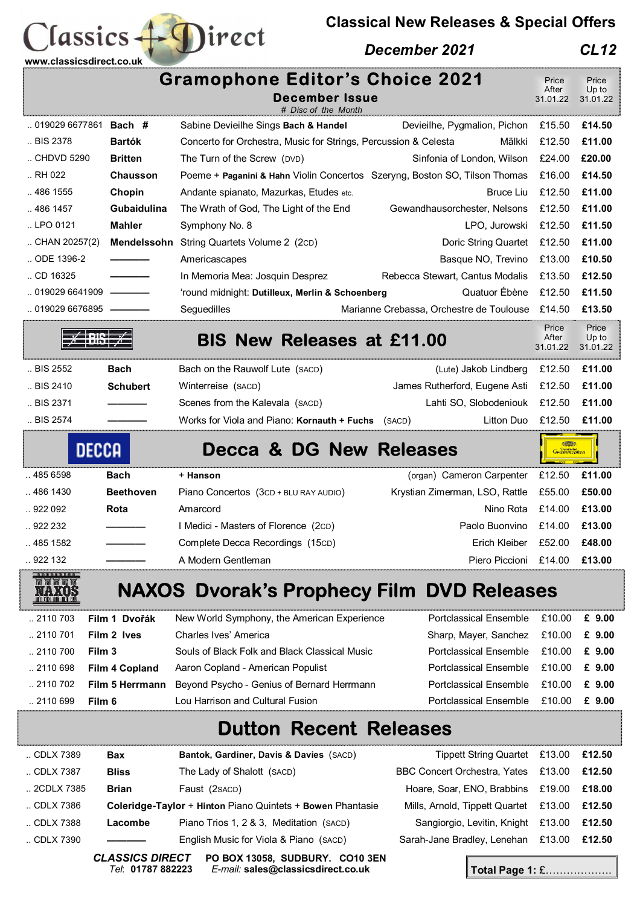# Classics Direct

www.classicsdirect.co.uk

## Classical New Releases & Special Offers

**December 2021** **CL12**

## Gramophone Editor's Choice 2021

### December Issue

*# Disc of the Month*

| Cat. No. | Composer | Title | Performers | Price After 31.01.22 | Price Up to 31.01.22 |
|---|---|---|---|---|---|
| .. 019029 6677861 | **Bach #** | Sabine Devieilhe Sings **Bach & Handel** | Devieilhe, Pygmalion, Pichon | £15.50 | **£14.50** |
| .. BIS 2378 | **Bartók** | Concerto for Orchestra, Music for Strings, Percussion & Celesta | Mälkki | £12.50 | **£11.00** |
| .. CHDVD 5290 | **Britten** | The Turn of the Screw (DVD) | Sinfonia of London, Wilson | £24.00 | **£20.00** |
| .. RH 022 | **Chausson** | Poeme + **Paganini & Hahn** Violin Concertos | Szeryng, Boston SO, Tilson Thomas | £16.00 | **£14.50** |
| .. 486 1555 | **Chopin** | Andante spianato, Mazurkas, Etudes etc. | Bruce Liu | £12.50 | **£11.00** |
| .. 486 1457 | **Gubaidulina** | The Wrath of God, The Light of the End | Gewandhausorchester, Nelsons | £12.50 | **£11.00** |
| .. LPO 0121 | **Mahler** | Symphony No. 8 | LPO, Jurowski | £12.50 | **£11.50** |
| .. CHAN 20257(2) | **Mendelssohn** | String Quartets Volume 2 (2CD) | Doric String Quartet | £12.50 | **£11.00** |
| .. ODE 1396-2 | ——— | Americascapes | Basque NO, Trevino | £13.00 | **£10.50** |
| .. CD 16325 | ——— | In Memoria Mea: Josquin Desprez | Rebecca Stewart, Cantus Modalis | £13.50 | **£12.50** |
| .. 019029 6641909 | ——— | 'round midnight: **Dutilleux, Merlin & Schoenberg** | Quatuor Ébène | £12.50 | **£11.50** |
| .. 019029 6676895 | ——— | Seguedilles | Marianne Crebassa, Orchestre de Toulouse | £14.50 | **£13.50** |

## BIS New Releases at £11.00

| Cat. No. | Composer | Title | Performers | Price After 31.01.22 | Price Up to 31.01.22 |
|---|---|---|---|---|---|
| .. BIS 2552 | **Bach** | Bach on the Rauwolf Lute (SACD) | (Lute) Jakob Lindberg | £12.50 | **£11.00** |
| .. BIS 2410 | **Schubert** | Winterreise (SACD) | James Rutherford, Eugene Asti | £12.50 | **£11.00** |
| .. BIS 2371 | ——— | Scenes from the Kalevala (SACD) | Lahti SO, Slobodeniouk | £12.50 | **£11.00** |
| .. BIS 2574 | ——— | Works for Viola and Piano: **Kornauth + Fuchs** (SACD) | Litton Duo | £12.50 | **£11.00** |

## Decca & DG New Releases

| Cat. No. | Composer | Title | Performers | Price After 31.01.22 | Price Up to 31.01.22 |
|---|---|---|---|---|---|
| .. 485 6598 | **Bach** | **+ Hanson** | (organ) Cameron Carpenter | £12.50 | **£11.00** |
| .. 486 1430 | **Beethoven** | Piano Concertos (3CD + BLU RAY AUDIO) | Krystian Zimerman, LSO, Rattle | £55.00 | **£50.00** |
| .. 922 092 | **Rota** | Amarcord | Nino Rota | £14.00 | **£13.00** |
| .. 922 232 | ——— | I Medici - Masters of Florence (2CD) | Paolo Buonvino | £14.00 | **£13.00** |
| .. 485 1582 | ——— | Complete Decca Recordings (15CD) | Erich Kleiber | £52.00 | **£48.00** |
| .. 922 132 | ——— | A Modern Gentleman | Piero Piccioni | £14.00 | **£13.00** |

## NAXOS Dvorak's Prophecy Film DVD Releases

| Cat. No. | Film | Title | Performers | Price After 31.01.22 | Price Up to 31.01.22 |
|---|---|---|---|---|---|
| .. 2110 703 | **Film 1 Dvořák** | New World Symphony, the American Experience | Portclassical Ensemble | £10.00 | **£ 9.00** |
| .. 2110 701 | **Film 2 Ives** | Charles Ives' America | Sharp, Mayer, Sanchez | £10.00 | **£ 9.00** |
| .. 2110 700 | **Film 3** | Souls of Black Folk and Black Classical Music | Portclassical Ensemble | £10.00 | **£ 9.00** |
| .. 2110 698 | **Film 4 Copland** | Aaron Copland - American Populist | Portclassical Ensemble | £10.00 | **£ 9.00** |
| .. 2110 702 | **Film 5 Herrmann** | Beyond Psycho - Genius of Bernard Herrmann | Portclassical Ensemble | £10.00 | **£ 9.00** |
| .. 2110 699 | **Film 6** | Lou Harrison and Cultural Fusion | Portclassical Ensemble | £10.00 | **£ 9.00** |

## Dutton Recent Releases

| Cat. No. | Composer | Title | Performers | Price After 31.01.22 | Price Up to 31.01.22 |
|---|---|---|---|---|---|
| .. CDLX 7389 | **Bax** | **Bantok, Gardiner, Davis & Davies** (SACD) | Tippett String Quartet | £13.00 | **£12.50** |
| .. CDLX 7387 | **Bliss** | The Lady of Shalott (SACD) | BBC Concert Orchestra, Yates | £13.00 | **£12.50** |
| .. 2CDLX 7385 | **Brian** | Faust (2SACD) | Hoare, Soar, ENO, Brabbins | £19.00 | **£18.00** |
| .. CDLX 7386 | **Coleridge-Taylor** | **+ Hinton** Piano Quintets **+ Bowen** Phantasie | Mills, Arnold, Tippett Quartet | £13.00 | **£12.50** |
| .. CDLX 7388 | **Lacombe** | Piano Trios 1, 2 & 3, Meditation (SACD) | Sangiorgio, Levitin, Knight | £13.00 | **£12.50** |
| .. CDLX 7390 | ——— | English Music for Viola & Piano (SACD) | Sarah-Jane Bradley, Lenehan | £13.00 | **£12.50** |

***CLASSICS DIRECT*** **PO BOX 13058, SUDBURY. CO10 3EN**

*Tel:* **01787 882223** *E-mail:* **sales@classicsdirect.co.uk**

**Total Page 1: £……………….**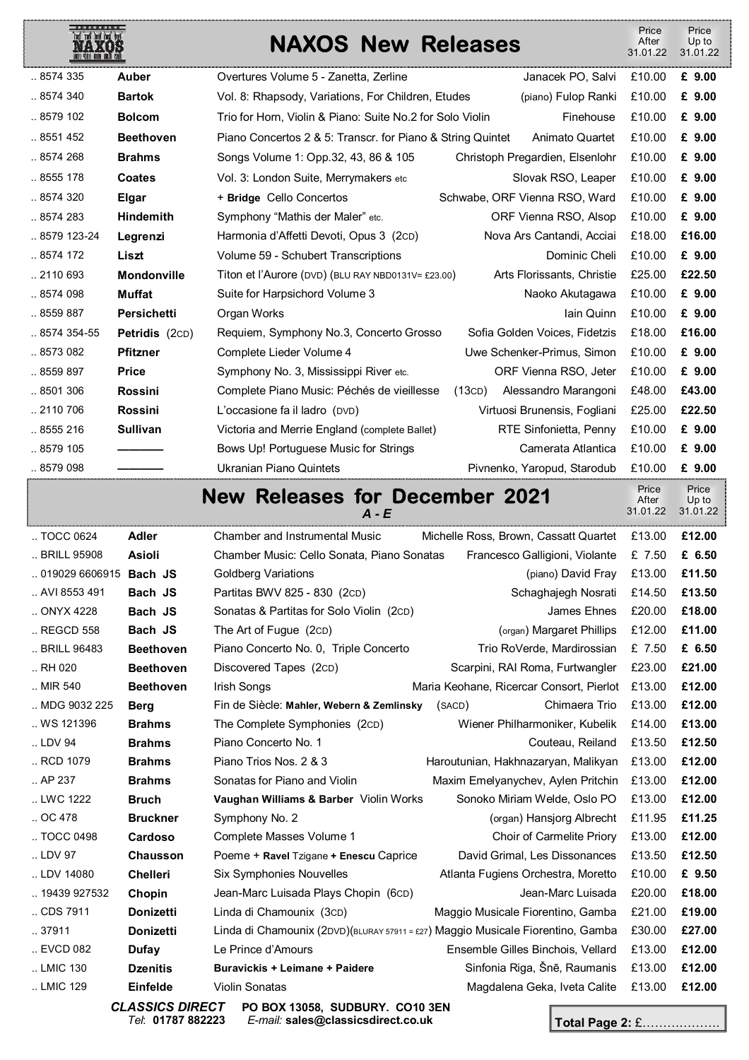## NAXOS New Releases

| Cat. No. | Composer | Title | Performers | Price After 31.01.22 | Price Up to 31.01.22 |
|---|---|---|---|---|---|
| .. 8574 335 | **Auber** | Overtures Volume 5 - Zanetta, Zerline | Janacek PO, Salvi | £10.00 | **£ 9.00** |
| .. 8574 340 | **Bartok** | Vol. 8: Rhapsody, Variations, For Children, Etudes | (piano) Fulop Ranki | £10.00 | **£ 9.00** |
| .. 8579 102 | **Bolcom** | Trio for Horn, Violin & Piano: Suite No.2 for Solo Violin | Finehouse | £10.00 | **£ 9.00** |
| .. 8551 452 | **Beethoven** | Piano Concertos 2 & 5: Transcr. for Piano & String Quintet | Animato Quartet | £10.00 | **£ 9.00** |
| .. 8574 268 | **Brahms** | Songs Volume 1: Opp.32, 43, 86 & 105 | Christoph Pregardien, Elsenlohr | £10.00 | **£ 9.00** |
| .. 8555 178 | **Coates** | Vol. 3: London Suite, Merrymakers etc | Slovak RSO, Leaper | £10.00 | **£ 9.00** |
| .. 8574 320 | **Elgar** | + **Bridge** Cello Concertos | Schwabe, ORF Vienna RSO, Ward | £10.00 | **£ 9.00** |
| .. 8574 283 | **Hindemith** | Symphony “Mathis der Maler” etc. | ORF Vienna RSO, Alsop | £10.00 | **£ 9.00** |
| .. 8579 123-24 | **Legrenzi** | Harmonia d’Affetti Devoti, Opus 3 (2CD) | Nova Ars Cantandi, Acciai | £18.00 | **£16.00** |
| .. 8574 172 | **Liszt** | Volume 59 - Schubert Transcriptions | Dominic Cheli | £10.00 | **£ 9.00** |
| .. 2110 693 | **Mondonville** | Titon et l’Aurore (DVD) (BLU RAY NBD0131V= £23.00) | Arts Florissants, Christie | £25.00 | **£22.50** |
| .. 8574 098 | **Muffat** | Suite for Harpsichord Volume 3 | Naoko Akutagawa | £10.00 | **£ 9.00** |
| .. 8559 887 | **Persichetti** | Organ Works | Iain Quinn | £10.00 | **£ 9.00** |
| .. 8574 354-55 | **Petridis** (2CD) | Requiem, Symphony No.3, Concerto Grosso | Sofia Golden Voices, Fidetzis | £18.00 | **£16.00** |
| .. 8573 082 | **Pfitzner** | Complete Lieder Volume 4 | Uwe Schenker-Primus, Simon | £10.00 | **£ 9.00** |
| .. 8559 897 | **Price** | Symphony No. 3, Mississippi River etc. | ORF Vienna RSO, Jeter | £10.00 | **£ 9.00** |
| .. 8501 306 | **Rossini** | Complete Piano Music: Péchés de vieillesse (13CD) | Alessandro Marangoni | £48.00 | **£43.00** |
| .. 2110 706 | **Rossini** | L’occasione fa il ladro (DVD) | Virtuosi Brunensis, Fogliani | £25.00 | **£22.50** |
| .. 8555 216 | **Sullivan** | Victoria and Merrie England (complete Ballet) | RTE Sinfonietta, Penny | £10.00 | **£ 9.00** |
| .. 8579 105 | ——— | Bows Up! Portuguese Music for Strings | Camerata Atlantica | £10.00 | **£ 9.00** |
| .. 8579 098 | ——— | Ukranian Piano Quintets | Pivnenko, Yaropud, Starodub | £10.00 | **£ 9.00** |

## New Releases for December 2021

*A - E*

| Cat. No. | Composer | Title | Performers | Price After 31.01.22 | Price Up to 31.01.22 |
|---|---|---|---|---|---|
| .. TOCC 0624 | **Adler** | Chamber and Instrumental Music | Michelle Ross, Brown, Cassatt Quartet | £13.00 | **£12.00** |
| .. BRILL 95908 | **Asioli** | Chamber Music: Cello Sonata, Piano Sonatas | Francesco Galligioni, Violante | £ 7.50 | **£ 6.50** |
| .. 019029 6606915 | **Bach JS** | Goldberg Variations | (piano) David Fray | £13.00 | **£11.50** |
| .. AVI 8553 491 | **Bach JS** | Partitas BWV 825 - 830 (2CD) | Schaghajegh Nosrati | £14.50 | **£13.50** |
| .. ONYX 4228 | **Bach JS** | Sonatas & Partitas for Solo Violin (2CD) | James Ehnes | £20.00 | **£18.00** |
| .. REGCD 558 | **Bach JS** | The Art of Fugue (2CD) | (organ) Margaret Phillips | £12.00 | **£11.00** |
| .. BRILL 96483 | **Beethoven** | Piano Concerto No. 0, Triple Concerto | Trio RoVerde, Mardirossian | £ 7.50 | **£ 6.50** |
| .. RH 020 | **Beethoven** | Discovered Tapes (2CD) | Scarpini, RAI Roma, Furtwangler | £23.00 | **£21.00** |
| .. MIR 540 | **Beethoven** | Irish Songs | Maria Keohane, Ricercar Consort, Pierlot | £13.00 | **£12.00** |
| .. MDG 9032 225 | **Berg** | Fin de Siècle: **Mahler, Webern & Zemlinsky** (SACD) | Chimaera Trio | £13.00 | **£12.00** |
| .. WS 121396 | **Brahms** | The Complete Symphonies (2CD) | Wiener Philharmoniker, Kubelik | £14.00 | **£13.00** |
| .. LDV 94 | **Brahms** | Piano Concerto No. 1 | Couteau, Reiland | £13.50 | **£12.50** |
| .. RCD 1079 | **Brahms** | Piano Trios Nos. 2 & 3 | Haroutunian, Hakhnazaryan, Malikyan | £13.00 | **£12.00** |
| .. AP 237 | **Brahms** | Sonatas for Piano and Violin | Maxim Emelyanychev, Aylen Pritchin | £13.00 | **£12.00** |
| .. LWC 1222 | **Bruch** | **Vaughan Williams & Barber** Violin Works | Sonoko Miriam Welde, Oslo PO | £13.00 | **£12.00** |
| .. OC 478 | **Bruckner** | Symphony No. 2 | (organ) Hansjorg Albrecht | £11.95 | **£11.25** |
| .. TOCC 0498 | **Cardoso** | Complete Masses Volume 1 | Choir of Carmelite Priory | £13.00 | **£12.00** |
| .. LDV 97 | **Chausson** | Poeme + **Ravel** Tzigane **+ Enescu** Caprice | David Grimal, Les Dissonances | £13.50 | **£12.50** |
| .. LDV 14080 | **Chelleri** | Six Symphonies Nouvelles | Atlanta Fugiens Orchestra, Moretto | £10.00 | **£ 9.50** |
| .. 19439 927532 | **Chopin** | Jean-Marc Luisada Plays Chopin (6CD) | Jean-Marc Luisada | £20.00 | **£18.00** |
| .. CDS 7911 | **Donizetti** | Linda di Chamounix (3CD) | Maggio Musicale Fiorentino, Gamba | £21.00 | **£19.00** |
| .. 37911 | **Donizetti** | Linda di Chamounix (2DVD)(BLURAY 57911 = £27) | Maggio Musicale Fiorentino, Gamba | £30.00 | **£27.00** |
| .. EVCD 082 | **Dufay** | Le Prince d’Amours | Ensemble Gilles Binchois, Vellard | £13.00 | **£12.00** |
| .. LMIC 130 | **Dzenitis** | **Buravickis + Leimane + Paidere** | Sinfonia Riga, Šnē, Raumanis | £13.00 | **£12.00** |
| .. LMIC 129 | **Einfelde** | Violin Sonatas | Magdalena Geka, Iveta Calite | £13.00 | **£12.00** |

***CLASSICS DIRECT*** **PO BOX 13058, SUDBURY. CO10 3EN**
*Tel*: **01787 882223** *E-mail:* **sales@classicsdirect.co.uk**

**Total Page 2:** £……………….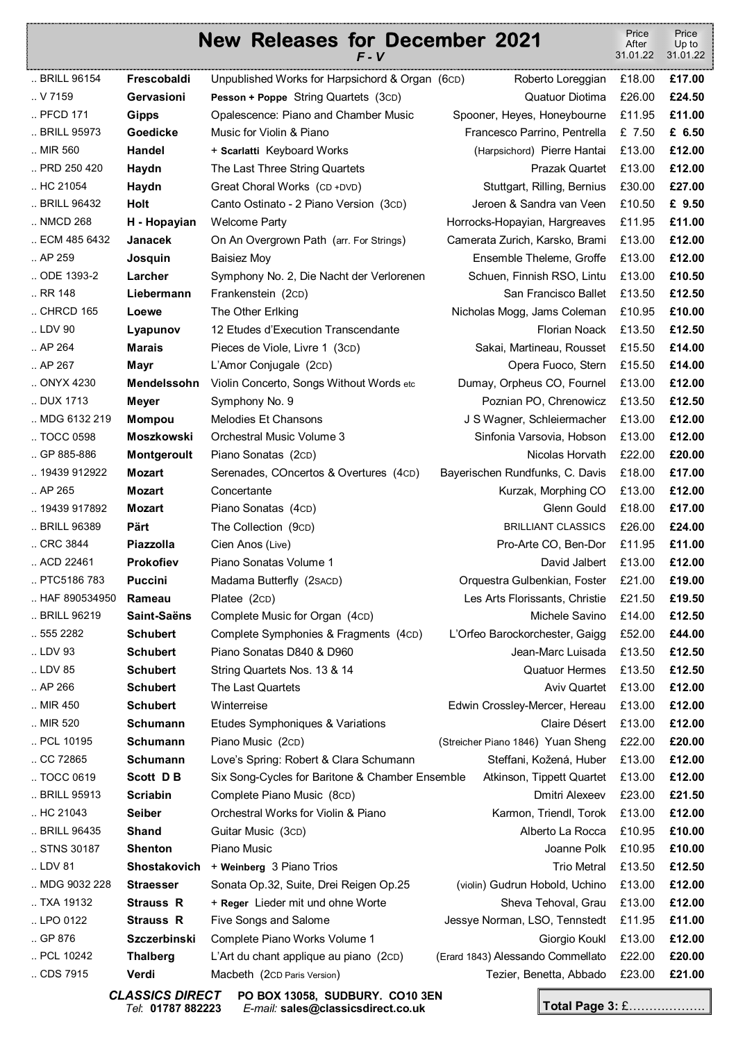# New Releases for December 2021

*F - V*

| Cat. No. | Composer | Title | Performers | Price After 31.01.22 | Price Up to 31.01.22 |
|---|---|---|---|---|---|
| .. BRILL 96154 | **Frescobaldi** | Unpublished Works for Harpsichord & Organ (6CD) | Roberto Loreggian | £18.00 | **£17.00** |
| .. V 7159 | **Gervasioni** | **Pesson + Poppe** String Quartets (3CD) | Quatuor Diotima | £26.00 | **£24.50** |
| .. PFCD 171 | **Gipps** | Opalescence: Piano and Chamber Music | Spooner, Heyes, Honeybourne | £11.95 | **£11.00** |
| .. BRILL 95973 | **Goedicke** | Music for Violin & Piano | Francesco Parrino, Pentrella | £ 7.50 | **£ 6.50** |
| .. MIR 560 | **Handel** | **+ Scarlatti** Keyboard Works | (Harpsichord) Pierre Hantai | £13.00 | **£12.00** |
| .. PRD 250 420 | **Haydn** | The Last Three String Quartets | Prazak Quartet | £13.00 | **£12.00** |
| .. HC 21054 | **Haydn** | Great Choral Works (CD +DVD) | Stuttgart, Rilling, Bernius | £30.00 | **£27.00** |
| .. BRILL 96432 | **Holt** | Canto Ostinato - 2 Piano Version (3CD) | Jeroen & Sandra van Veen | £10.50 | **£ 9.50** |
| .. NMCD 268 | **H - Hopayian** | Welcome Party | Horrocks-Hopayian, Hargreaves | £11.95 | **£11.00** |
| .. ECM 485 6432 | **Janacek** | On An Overgrown Path (arr. For Strings) | Camerata Zurich, Karsko, Brami | £13.00 | **£12.00** |
| .. AP 259 | **Josquin** | Baisiez Moy | Ensemble Theleme, Groffe | £13.00 | **£12.00** |
| .. ODE 1393-2 | **Larcher** | Symphony No. 2, Die Nacht der Verlorenen | Schuen, Finnish RSO, Lintu | £13.00 | **£10.50** |
| .. RR 148 | **Liebermann** | Frankenstein (2CD) | San Francisco Ballet | £13.50 | **£12.50** |
| .. CHRCD 165 | **Loewe** | The Other Erlking | Nicholas Mogg, Jams Coleman | £10.95 | **£10.00** |
| .. LDV 90 | **Lyapunov** | 12 Etudes d'Execution Transcendante | Florian Noack | £13.50 | **£12.50** |
| .. AP 264 | **Marais** | Pieces de Viole, Livre 1 (3CD) | Sakai, Martineau, Rousset | £15.50 | **£14.00** |
| .. AP 267 | **Mayr** | L'Amor Conjugale (2CD) | Opera Fuoco, Stern | £15.50 | **£14.00** |
| .. ONYX 4230 | **Mendelssohn** | Violin Concerto, Songs Without Words etc | Dumay, Orpheus CO, Fournel | £13.00 | **£12.00** |
| .. DUX 1713 | **Meyer** | Symphony No. 9 | Poznian PO, Chrenowicz | £13.50 | **£12.50** |
| .. MDG 6132 219 | **Mompou** | Melodies Et Chansons | J S Wagner, Schleiermacher | £13.00 | **£12.00** |
| .. TOCC 0598 | **Moszkowski** | Orchestral Music Volume 3 | Sinfonia Varsovia, Hobson | £13.00 | **£12.00** |
| .. GP 885-886 | **Montgeroult** | Piano Sonatas (2CD) | Nicolas Horvath | £22.00 | **£20.00** |
| .. 19439 912922 | **Mozart** | Serenades, COncertos & Overtures (4CD) | Bayerischen Rundfunks, C. Davis | £18.00 | **£17.00** |
| .. AP 265 | **Mozart** | Concertante | Kurzak, Morphing CO | £13.00 | **£12.00** |
| .. 19439 917892 | **Mozart** | Piano Sonatas (4CD) | Glenn Gould | £18.00 | **£17.00** |
| .. BRILL 96389 | **Pärt** | The Collection (9CD) | BRILLIANT CLASSICS | £26.00 | **£24.00** |
| .. CRC 3844 | **Piazzolla** | Cien Anos (Live) | Pro-Arte CO, Ben-Dor | £11.95 | **£11.00** |
| .. ACD 22461 | **Prokofiev** | Piano Sonatas Volume 1 | David Jalbert | £13.00 | **£12.00** |
| .. PTC5186 783 | **Puccini** | Madama Butterfly (2SACD) | Orquestra Gulbenkian, Foster | £21.00 | **£19.00** |
| .. HAF 890534950 | **Rameau** | Platee (2CD) | Les Arts Florissants, Christie | £21.50 | **£19.50** |
| .. BRILL 96219 | **Saint-Saëns** | Complete Music for Organ (4CD) | Michele Savino | £14.00 | **£12.50** |
| .. 555 2282 | **Schubert** | Complete Symphonies & Fragments (4CD) | L'Orfeo Barockorchester, Gaigg | £52.00 | **£44.00** |
| .. LDV 93 | **Schubert** | Piano Sonatas D840 & D960 | Jean-Marc Luisada | £13.50 | **£12.50** |
| .. LDV 85 | **Schubert** | String Quartets Nos. 13 & 14 | Quatuor Hermes | £13.50 | **£12.50** |
| .. AP 266 | **Schubert** | The Last Quartets | Aviv Quartet | £13.00 | **£12.00** |
| .. MIR 450 | **Schubert** | Winterreise | Edwin Crossley-Mercer, Hereau | £13.00 | **£12.00** |
| .. MIR 520 | **Schumann** | Etudes Symphoniques & Variations | Claire Désert | £13.00 | **£12.00** |
| .. PCL 10195 | **Schumann** | Piano Music (2CD) | (Streicher Piano 1846) Yuan Sheng | £22.00 | **£20.00** |
| .. CC 72865 | **Schumann** | Love's Spring: Robert & Clara Schumann | Steffani, Kožená, Huber | £13.00 | **£12.00** |
| .. TOCC 0619 | **Scott D B** | Six Song-Cycles for Baritone & Chamber Ensemble | Atkinson, Tippett Quartet | £13.00 | **£12.00** |
| .. BRILL 95913 | **Scriabin** | Complete Piano Music (8CD) | Dmitri Alexeev | £23.00 | **£21.50** |
| .. HC 21043 | **Seiber** | Orchestral Works for Violin & Piano | Karmon, Triendl, Torok | £13.00 | **£12.00** |
| .. BRILL 96435 | **Shand** | Guitar Music (3CD) | Alberto La Rocca | £10.95 | **£10.00** |
| .. STNS 30187 | **Shenton** | Piano Music | Joanne Polk | £10.95 | **£10.00** |
| .. LDV 81 | **Shostakovich** | **+ Weinberg** 3 Piano Trios | Trio Metral | £13.50 | **£12.50** |
| .. MDG 9032 228 | **Straesser** | Sonata Op.32, Suite, Drei Reigen Op.25 | (violin) Gudrun Hobold, Uchino | £13.00 | **£12.00** |
| .. TXA 19132 | **Strauss R** | **+ Reger** Lieder mit und ohne Worte | Sheva Tehoval, Grau | £13.00 | **£12.00** |
| .. LPO 0122 | **Strauss R** | Five Songs and Salome | Jessye Norman, LSO, Tennstedt | £11.95 | **£11.00** |
| .. GP 876 | **Szczerbinski** | Complete Piano Works Volume 1 | Giorgio Koukl | £13.00 | **£12.00** |
| .. PCL 10242 | **Thalberg** | L'Art du chant applique au piano (2CD) | (Erard 1843) Alessando Commellato | £22.00 | **£20.00** |
| .. CDS 7915 | **Verdi** | Macbeth (2CD Paris Version) | Tezier, Benetta, Abbado | £23.00 | **£21.00** |

***CLASSICS DIRECT*** **PO BOX 13058, SUDBURY. CO10 3EN**
*Tel*: **01787 882223** *E-mail:* **sales@classicsdirect.co.uk**

**Total Page 3:** £……………….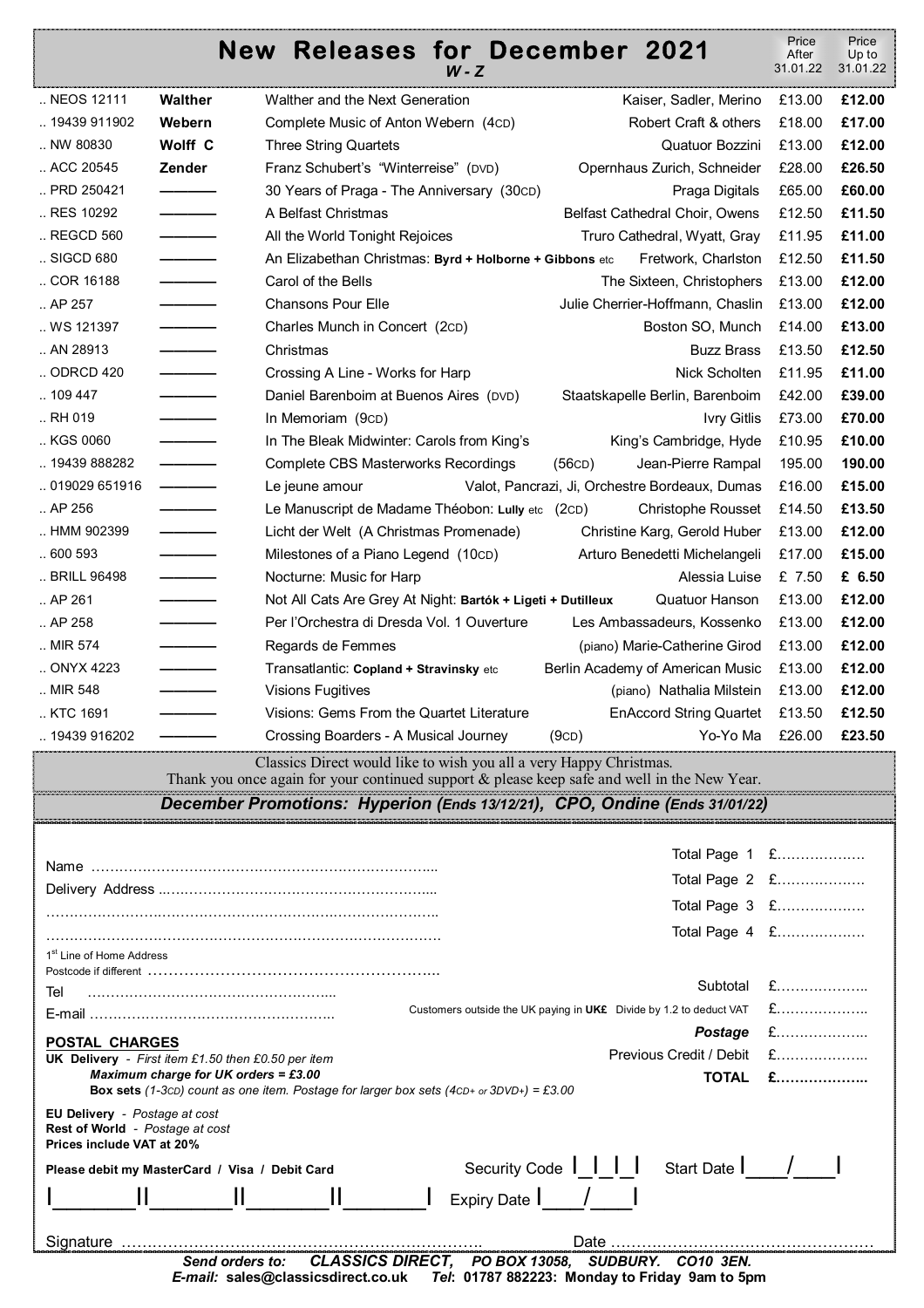# New Releases for December 2021

*W - Z*

| Cat. No. | Composer | Title | Performers | Price After 31.01.22 | Price Up to 31.01.22 |
|---|---|---|---|---|---|
| .. NEOS 12111 | **Walther** | Walther and the Next Generation | Kaiser, Sadler, Merino | £13.00 | **£12.00** |
| .. 19439 911902 | **Webern** | Complete Music of Anton Webern (4CD) | Robert Craft & others | £18.00 | **£17.00** |
| .. NW 80830 | **Wolff C** | Three String Quartets | Quatuor Bozzini | £13.00 | **£12.00** |
| .. ACC 20545 | **Zender** | Franz Schubert's "Winterreise" (DVD) | Opernhaus Zurich, Schneider | £28.00 | **£26.50** |
| .. PRD 250421 | ———— | 30 Years of Praga - The Anniversary (30CD) | Praga Digitals | £65.00 | **£60.00** |
| .. RES 10292 | ———— | A Belfast Christmas | Belfast Cathedral Choir, Owens | £12.50 | **£11.50** |
| .. REGCD 560 | ———— | All the World Tonight Rejoices | Truro Cathedral, Wyatt, Gray | £11.95 | **£11.00** |
| .. SIGCD 680 | ———— | An Elizabethan Christmas: **Byrd + Holborne + Gibbons** etc | Fretwork, Charlston | £12.50 | **£11.50** |
| .. COR 16188 | ———— | Carol of the Bells | The Sixteen, Christophers | £13.00 | **£12.00** |
| .. AP 257 | ———— | Chansons Pour Elle | Julie Cherrier-Hoffmann, Chaslin | £13.00 | **£12.00** |
| .. WS 121397 | ———— | Charles Munch in Concert (2CD) | Boston SO, Munch | £14.00 | **£13.00** |
| .. AN 28913 | ———— | Christmas | Buzz Brass | £13.50 | **£12.50** |
| .. ODRCD 420 | ———— | Crossing A Line - Works for Harp | Nick Scholten | £11.95 | **£11.00** |
| .. 109 447 | ———— | Daniel Barenboim at Buenos Aires (DVD) | Staatskapelle Berlin, Barenboim | £42.00 | **£39.00** |
| .. RH 019 | ———— | In Memoriam (9CD) | Ivry Gitlis | £73.00 | **£70.00** |
| .. KGS 0060 | ———— | In The Bleak Midwinter: Carols from King's | King's Cambridge, Hyde | £10.95 | **£10.00** |
| .. 19439 888282 | ———— | Complete CBS Masterworks Recordings (56CD) | Jean-Pierre Rampal | 195.00 | **190.00** |
| .. 019029 651916 | ———— | Le jeune amour | Valot, Pancrazi, Ji, Orchestre Bordeaux, Dumas | £16.00 | **£15.00** |
| .. AP 256 | ———— | Le Manuscript de Madame Théobon: **Lully** etc (2CD) | Christophe Rousset | £14.50 | **£13.50** |
| .. HMM 902399 | ———— | Licht der Welt (A Christmas Promenade) | Christine Karg, Gerold Huber | £13.00 | **£12.00** |
| .. 600 593 | ———— | Milestones of a Piano Legend (10CD) | Arturo Benedetti Michelangeli | £17.00 | **£15.00** |
| .. BRILL 96498 | ———— | Nocturne: Music for Harp | Alessia Luise | £ 7.50 | **£ 6.50** |
| .. AP 261 | ———— | Not All Cats Are Grey At Night: **Bartók + Ligeti + Dutilleux** | Quatuor Hanson | £13.00 | **£12.00** |
| .. AP 258 | ———— | Per l'Orchestra di Dresda Vol. 1 Ouverture | Les Ambassadeurs, Kossenko | £13.00 | **£12.00** |
| .. MIR 574 | ———— | Regards de Femmes | (piano) Marie-Catherine Girod | £13.00 | **£12.00** |
| .. ONYX 4223 | ———— | Transatlantic: **Copland + Stravinsky** etc | Berlin Academy of American Music | £13.00 | **£12.00** |
| .. MIR 548 | ———— | Visions Fugitives | (piano) Nathalia Milstein | £13.00 | **£12.00** |
| .. KTC 1691 | ———— | Visions: Gems From the Quartet Literature | EnAccord String Quartet | £13.50 | **£12.50** |
| .. 19439 916202 | ———— | Crossing Boarders - A Musical Journey (9CD) | Yo-Yo Ma | £26.00 | **£23.50** |

Classics Direct would like to wish you all a very Happy Christmas.
Thank you once again for your continued support & please keep safe and well in the New Year.

***December Promotions: Hyperion (Ends 13/12/21), CPO, Ondine (Ends 31/01/22)***

Name …………………………………………………………………...

Delivery Address ..…………………………………………………....

…………………………………………………………………………..

…………………………………………………………………………..

1[st] Line of Home Address

Postcode if different ……………………………………………………..

Tel ……………………………………………....

E-mail ……………………………………………..

| | |
|---|---|
| Total Page 1 | £………………. |
| Total Page 2 | £………………. |
| Total Page 3 | £………………. |
| Total Page 4 | £………………. |
| Subtotal | £……………….. |
| Customers outside the UK paying in **UK£** Divide by 1.2 to deduct VAT | £……………….. |
| ***Postage*** | £……………….. |
| Previous Credit / Debit | £……………….. |
| **TOTAL** | **£………………..** |

**POSTAL CHARGES**

**UK Delivery** - *First item £1.50 then £0.50 per item*

***Maximum charge for UK orders = £3.00***

**Box sets** *(1-3CD) count as one item. Postage for larger box sets (4CD+ or 3DVD+) = £3.00*

**EU Delivery** - *Postage at cost*

**Rest of World** - *Postage at cost*

**Prices include VAT at 20%**

**Please debit my MasterCard / Visa / Debit Card**

Security Code |_|_|_| Start Date |____/____|

|________||________||________||________| Expiry Date |____/____|

Signature ………………………………………………………………. Date ……………………………………………

***Send orders to: CLASSICS DIRECT, PO BOX 13058, SUDBURY. CO10 3EN.***

***E-mail:* sales@classicsdirect.co.uk *Tel*: 01787 882223: Monday to Friday 9am to 5pm**